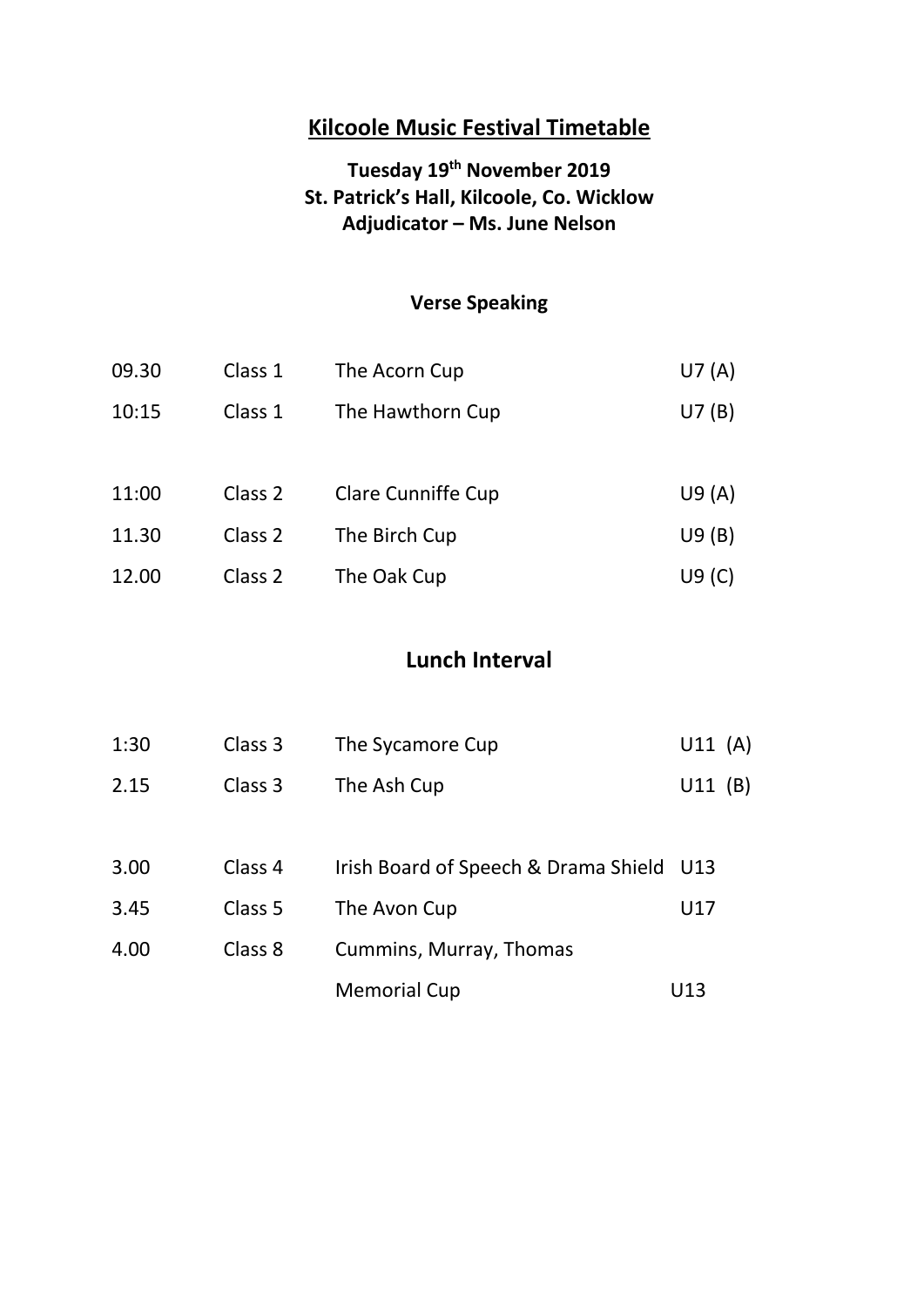# Kilcoole Music Festival Timetable

**Tuesday 19th November 2019**
**St. Patrick's Hall, Kilcoole, Co. Wicklow**
**Adjudicator – Ms. June Nelson**

### Verse Speaking

| | | | |
|---|---|---|---|
| 09.30 | Class 1 | The Acorn Cup | U7 (A) |
| 10:15 | Class 1 | The Hawthorn Cup | U7 (B) |
| | | | |
| 11:00 | Class 2 | Clare Cunniffe Cup | U9 (A) |
| 11.30 | Class 2 | The Birch Cup | U9 (B) |
| 12.00 | Class 2 | The Oak Cup | U9 (C) |

## Lunch Interval

| | | | |
|---|---|---|---|
| 1:30 | Class 3 | The Sycamore Cup | U11 (A) |
| 2.15 | Class 3 | The Ash Cup | U11 (B) |
| | | | |
| 3.00 | Class 4 | Irish Board of Speech & Drama Shield | U13 |
| 3.45 | Class 5 | The Avon Cup | U17 |
| 4.00 | Class 8 | Cummins, Murray, Thomas Memorial Cup | U13 |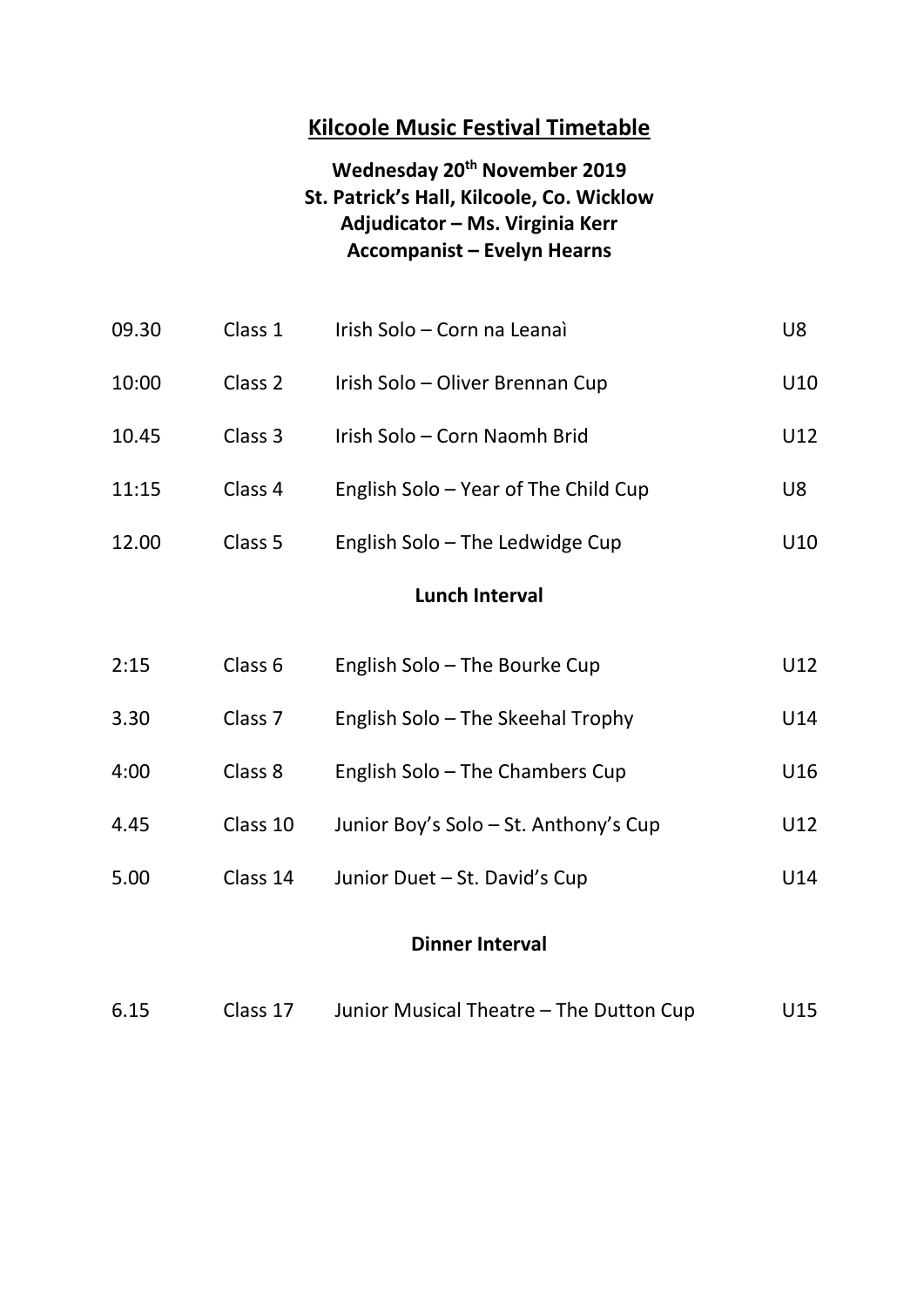# Kilcoole Music Festival Timetable

**Wednesday 20th November 2019**
**St. Patrick's Hall, Kilcoole, Co. Wicklow**
**Adjudicator – Ms. Virginia Kerr**
**Accompanist – Evelyn Hearns**

| | | | |
|---|---|---|---|
| 09.30 | Class 1 | Irish Solo – Corn na Leanaì | U8 |
| 10:00 | Class 2 | Irish Solo – Oliver Brennan Cup | U10 |
| 10.45 | Class 3 | Irish Solo – Corn Naomh Brid | U12 |
| 11:15 | Class 4 | English Solo – Year of The Child Cup | U8 |
| 12.00 | Class 5 | English Solo – The Ledwidge Cup | U10 |

**Lunch Interval**

| | | | |
|---|---|---|---|
| 2:15 | Class 6 | English Solo – The Bourke Cup | U12 |
| 3.30 | Class 7 | English Solo – The Skeehal Trophy | U14 |
| 4:00 | Class 8 | English Solo – The Chambers Cup | U16 |
| 4.45 | Class 10 | Junior Boy's Solo – St. Anthony's Cup | U12 |
| 5.00 | Class 14 | Junior Duet – St. David's Cup | U14 |

**Dinner Interval**

| | | | |
|---|---|---|---|
| 6.15 | Class 17 | Junior Musical Theatre – The Dutton Cup | U15 |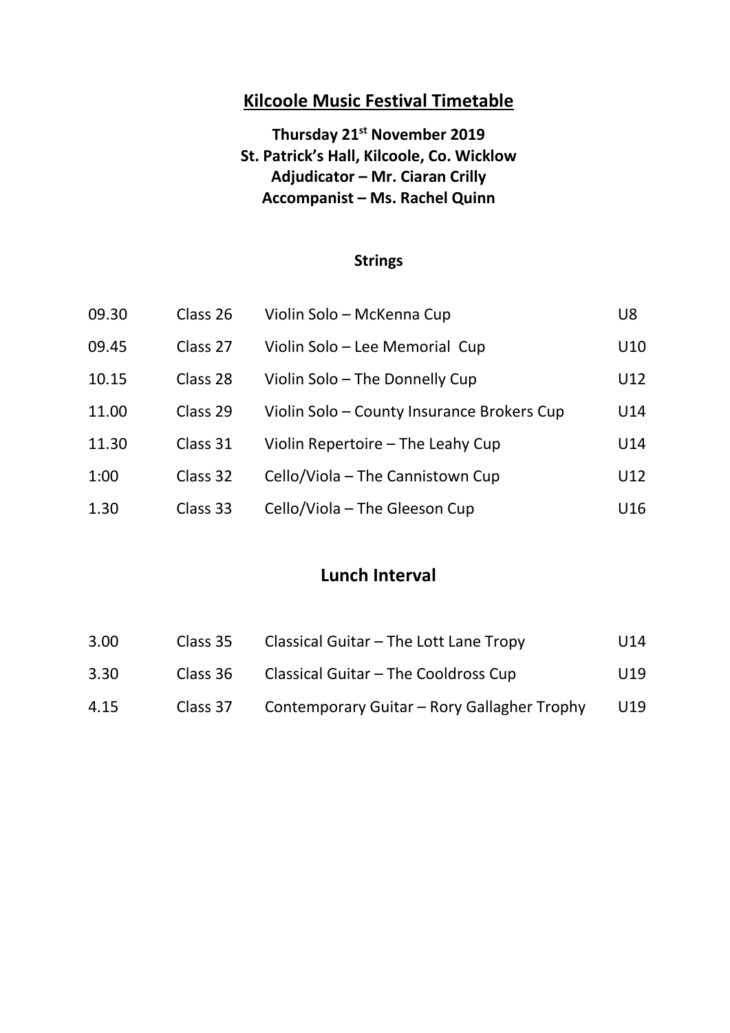# Kilcoole Music Festival Timetable

**Thursday 21st November 2019**
**St. Patrick's Hall, Kilcoole, Co. Wicklow**
**Adjudicator – Mr. Ciaran Crilly**
**Accompanist – Ms. Rachel Quinn**

### Strings

| | | | |
|---|---|---|---|
| 09.30 | Class 26 | Violin Solo – McKenna Cup | U8 |
| 09.45 | Class 27 | Violin Solo – Lee Memorial Cup | U10 |
| 10.15 | Class 28 | Violin Solo – The Donnelly Cup | U12 |
| 11.00 | Class 29 | Violin Solo – County Insurance Brokers Cup | U14 |
| 11.30 | Class 31 | Violin Repertoire – The Leahy Cup | U14 |
| 1:00 | Class 32 | Cello/Viola – The Cannistown Cup | U12 |
| 1.30 | Class 33 | Cello/Viola – The Gleeson Cup | U16 |

## Lunch Interval

| | | | |
|---|---|---|---|
| 3.00 | Class 35 | Classical Guitar – The Lott Lane Tropy | U14 |
| 3.30 | Class 36 | Classical Guitar – The Cooldross Cup | U19 |
| 4.15 | Class 37 | Contemporary Guitar – Rory Gallagher Trophy | U19 |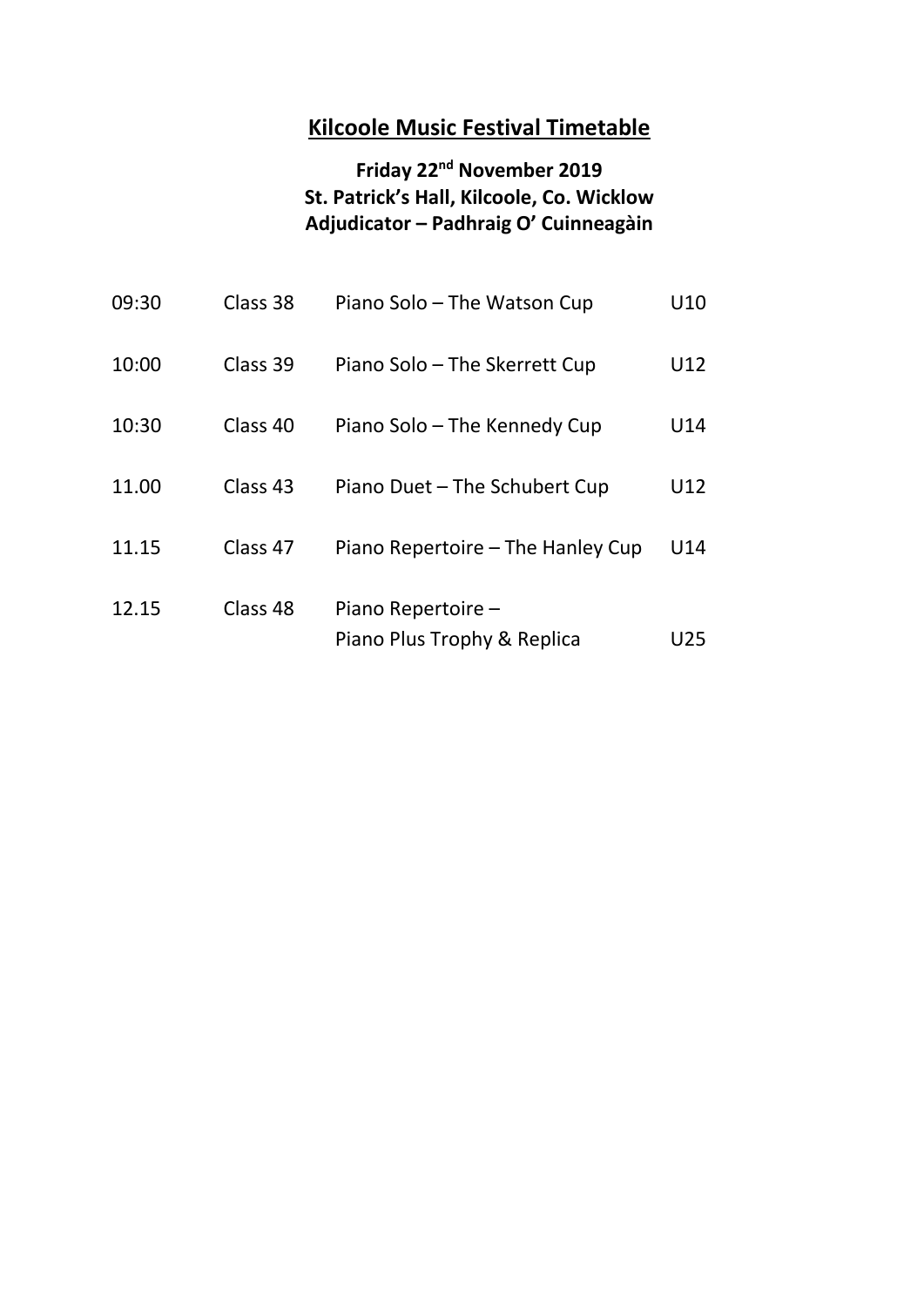# Kilcoole Music Festival Timetable

**Friday 22nd November 2019**
**St. Patrick's Hall, Kilcoole, Co. Wicklow**
**Adjudicator – Padhraig O' Cuinneagàin**

| | | | |
|---|---|---|---|
| 09:30 | Class 38 | Piano Solo – The Watson Cup | U10 |
| 10:00 | Class 39 | Piano Solo – The Skerrett Cup | U12 |
| 10:30 | Class 40 | Piano Solo – The Kennedy Cup | U14 |
| 11.00 | Class 43 | Piano Duet – The Schubert Cup | U12 |
| 11.15 | Class 47 | Piano Repertoire – The Hanley Cup | U14 |
| 12.15 | Class 48 | Piano Repertoire – Piano Plus Trophy & Replica | U25 |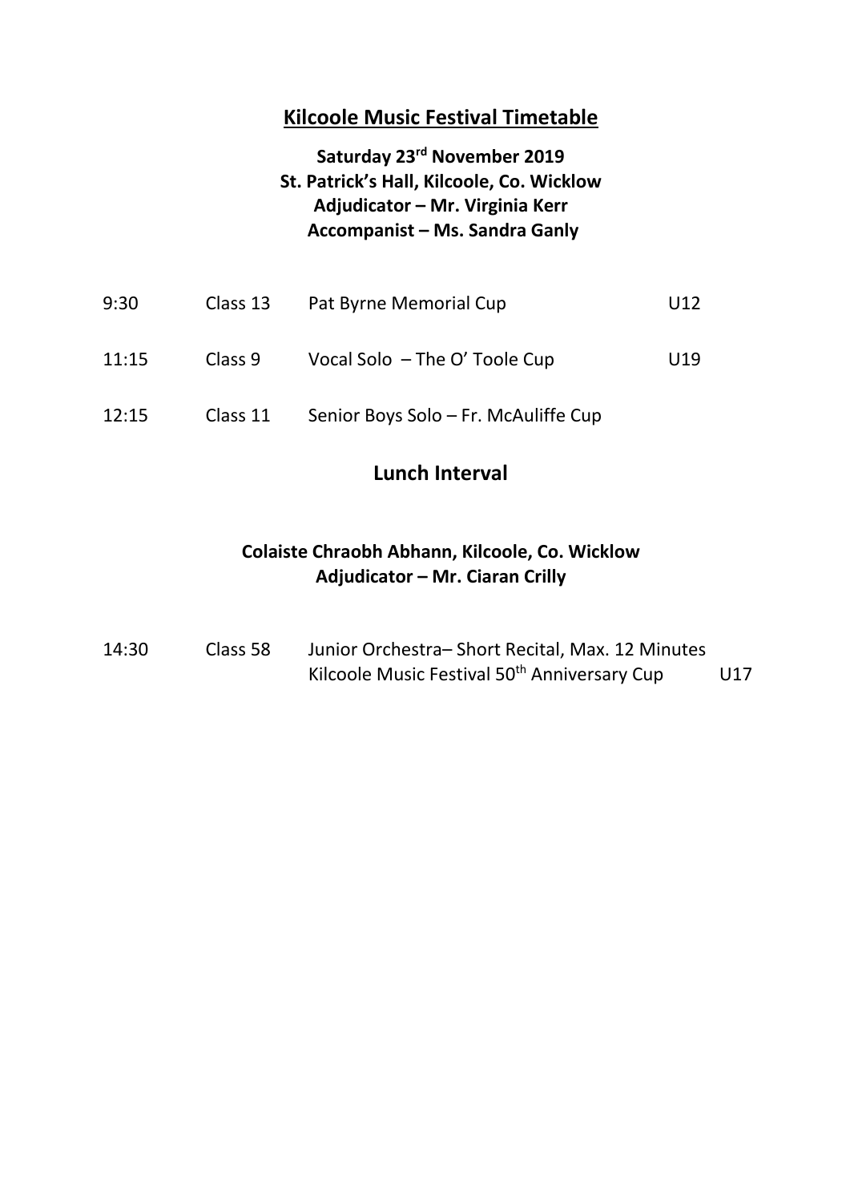# Kilcoole Music Festival Timetable

**Saturday 23rd November 2019**
**St. Patrick's Hall, Kilcoole, Co. Wicklow**
**Adjudicator – Mr. Virginia Kerr**
**Accompanist – Ms. Sandra Ganly**

| | | | |
|---|---|---|---|
| 9:30 | Class 13 | Pat Byrne Memorial Cup | U12 |
| 11:15 | Class 9 | Vocal Solo – The O' Toole Cup | U19 |
| 12:15 | Class 11 | Senior Boys Solo – Fr. McAuliffe Cup | |

## Lunch Interval

**Colaiste Chraobh Abhann, Kilcoole, Co. Wicklow**
**Adjudicator – Mr. Ciaran Crilly**

| | | | |
|---|---|---|---|
| 14:30 | Class 58 | Junior Orchestra– Short Recital, Max. 12 Minutes<br>Kilcoole Music Festival 50th Anniversary Cup | U17 |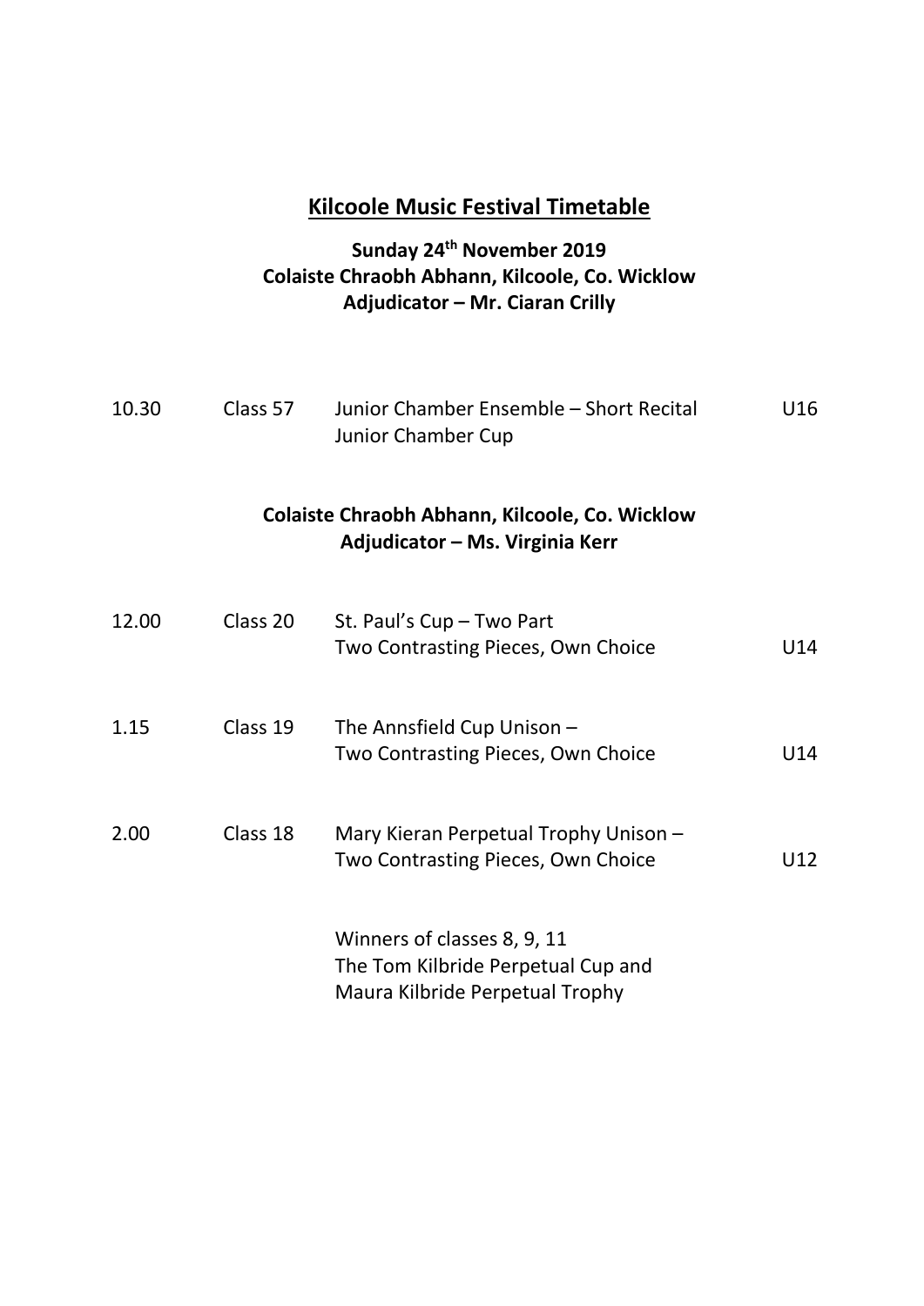# Kilcoole Music Festival Timetable

**Sunday 24th November 2019**
**Colaiste Chraobh Abhann, Kilcoole, Co. Wicklow**
**Adjudicator – Mr. Ciaran Crilly**

| | | | |
|---|---|---|---|
| 10.30 | Class 57 | Junior Chamber Ensemble – Short Recital<br>Junior Chamber Cup | U16 |

**Colaiste Chraobh Abhann, Kilcoole, Co. Wicklow**
**Adjudicator – Ms. Virginia Kerr**

| | | | |
|---|---|---|---|
| 12.00 | Class 20 | St. Paul's Cup – Two Part<br>Two Contrasting Pieces, Own Choice | U14 |
| 1.15 | Class 19 | The Annsfield Cup Unison –<br>Two Contrasting Pieces, Own Choice | U14 |
| 2.00 | Class 18 | Mary Kieran Perpetual Trophy Unison –<br>Two Contrasting Pieces, Own Choice | U12 |
| | | Winners of classes 8, 9, 11<br>The Tom Kilbride Perpetual Cup and<br>Maura Kilbride Perpetual Trophy | |